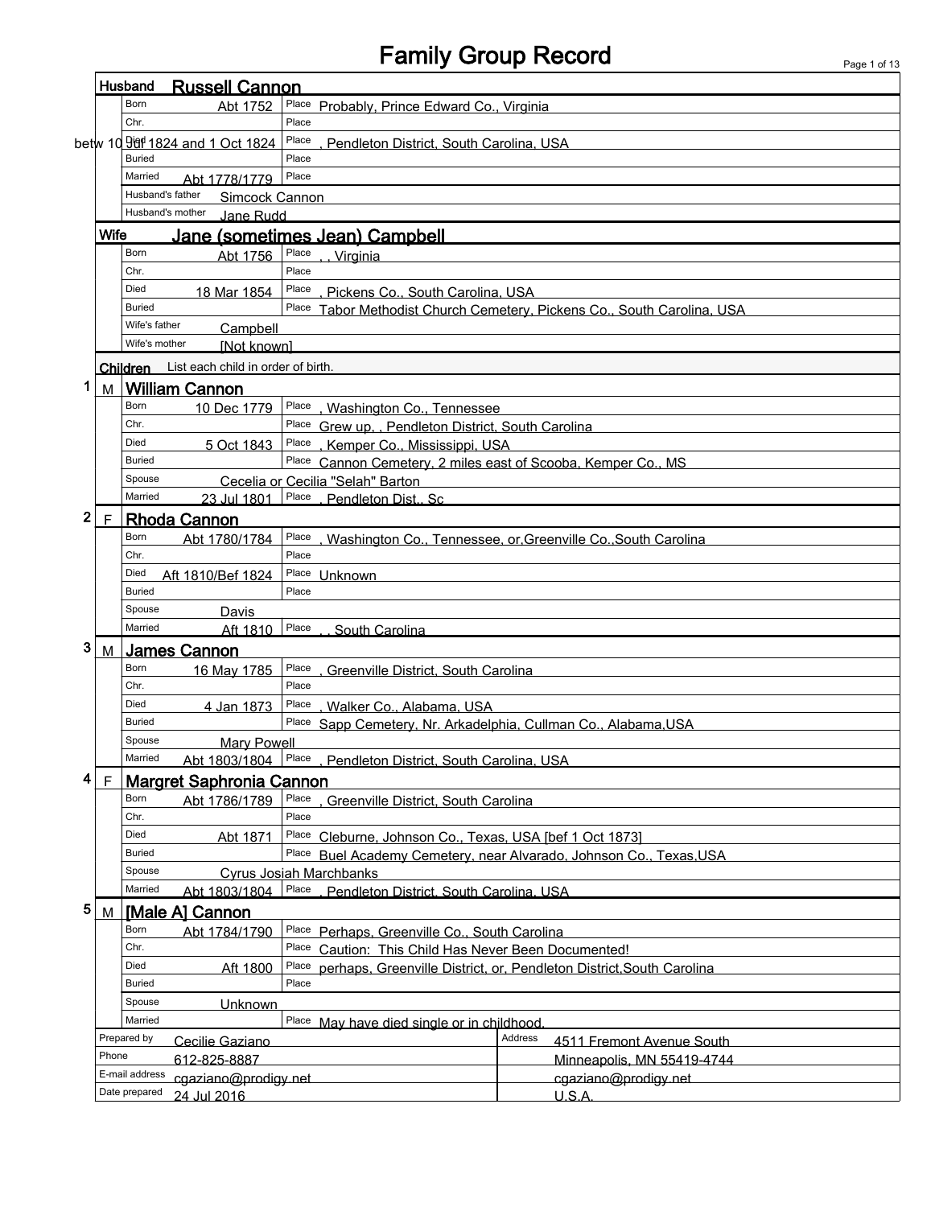# Family Group Record

## Husband: Russell Cannon

| | | | |
|---|---|---|---|
| Born | Abt 1752 | Place | Probably, Prince Edward Co., Virginia |
| Chr. | | Place | |
| Died | betw 10 Jul 1824 and 1 Oct 1824 | Place | , Pendleton District, South Carolina, USA |
| Buried | | Place | |
| Married | Abt 1778/1779 | Place | |
| Husband's father | Simcock Cannon | | |
| Husband's mother | Jane Rudd | | |

## Wife: Jane (sometimes Jean) Campbell

| | | | |
|---|---|---|---|
| Born | Abt 1756 | Place | , , Virginia |
| Chr. | | Place | |
| Died | 18 Mar 1854 | Place | , Pickens Co., South Carolina, USA |
| Buried | | Place | Tabor Methodist Church Cemetery, Pickens Co., South Carolina, USA |
| Wife's father | Campbell | | |
| Wife's mother | [Not known] | | |

## Children

List each child in order of birth.

### 1 M William Cannon

| | | | |
|---|---|---|---|
| Born | 10 Dec 1779 | Place | , Washington Co., Tennessee |
| Chr. | | Place | Grew up, , Pendleton District, South Carolina |
| Died | 5 Oct 1843 | Place | , Kemper Co., Mississippi, USA |
| Buried | | Place | Cannon Cemetery, 2 miles east of Scooba, Kemper Co., MS |
| Spouse | Cecelia or Cecilia "Selah" Barton | | |
| Married | 23 Jul 1801 | Place | , Pendleton Dist., Sc |

### 2 F Rhoda Cannon

| | | | |
|---|---|---|---|
| Born | Abt 1780/1784 | Place | , Washington Co., Tennessee, or,Greenville Co.,South Carolina |
| Chr. | | Place | |
| Died | Aft 1810/Bef 1824 | Place | Unknown |
| Buried | | Place | |
| Spouse | Davis | | |
| Married | Aft 1810 | Place | , , South Carolina |

### 3 M James Cannon

| | | | |
|---|---|---|---|
| Born | 16 May 1785 | Place | , Greenville District, South Carolina |
| Chr. | | Place | |
| Died | 4 Jan 1873 | Place | , Walker Co., Alabama, USA |
| Buried | | Place | Sapp Cemetery, Nr. Arkadelphia, Cullman Co., Alabama,USA |
| Spouse | Mary Powell | | |
| Married | Abt 1803/1804 | Place | , Pendleton District, South Carolina, USA |

### 4 F Margret Saphronia Cannon

| | | | |
|---|---|---|---|
| Born | Abt 1786/1789 | Place | , Greenville District, South Carolina |
| Chr. | | Place | |
| Died | Abt 1871 | Place | Cleburne, Johnson Co., Texas, USA [bef 1 Oct 1873] |
| Buried | | Place | Buel Academy Cemetery, near Alvarado, Johnson Co., Texas,USA |
| Spouse | Cyrus Josiah Marchbanks | | |
| Married | Abt 1803/1804 | Place | , Pendleton District, South Carolina, USA |

### 5 M [Male A] Cannon

| | | | |
|---|---|---|---|
| Born | Abt 1784/1790 | Place | Perhaps, Greenville Co., South Carolina |
| Chr. | | Place | Caution: This Child Has Never Been Documented! |
| Died | Aft 1800 | Place | perhaps, Greenville District, or, Pendleton District,South Carolina |
| Buried | | Place | |
| Spouse | Unknown | | |
| Married | | Place | May have died single or in childhood. |

| | | | |
|---|---|---|---|
| Prepared by | Cecilie Gaziano | Address | 4511 Fremont Avenue South |
| Phone | 612-825-8887 | | Minneapolis, MN 55419-4744 |
| E-mail address | cgaziano@prodigy.net | | cgaziano@prodigy.net |
| Date prepared | 24 Jul 2016 | | U.S.A. |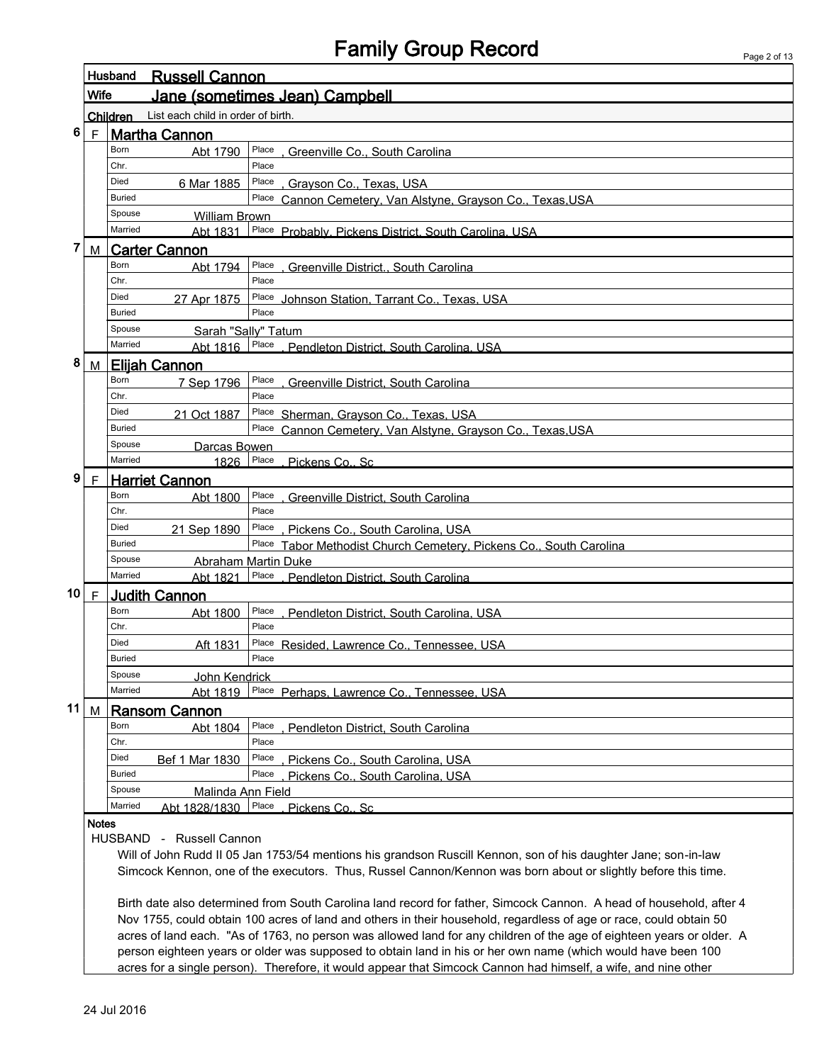# Family Group Record

**Husband** Russell Cannon

**Wife** Jane (sometimes Jean) Campbell

**Children** List each child in order of birth.

## 6 F Martha Cannon

| | | |
|---|---|---|
| Born | Abt 1790 | Place , Greenville Co., South Carolina |
| Chr. | | Place |
| Died | 6 Mar 1885 | Place , Grayson Co., Texas, USA |
| Buried | | Place Cannon Cemetery, Van Alstyne, Grayson Co., Texas,USA |
| Spouse | William Brown | |
| Married | Abt 1831 | Place Probably, Pickens District, South Carolina, USA |

## 7 M Carter Cannon

| | | |
|---|---|---|
| Born | Abt 1794 | Place , Greenville District., South Carolina |
| Chr. | | Place |
| Died | 27 Apr 1875 | Place Johnson Station, Tarrant Co., Texas, USA |
| Buried | | Place |
| Spouse | Sarah "Sally" Tatum | |
| Married | Abt 1816 | Place , Pendleton District, South Carolina, USA |

## 8 M Elijah Cannon

| | | |
|---|---|---|
| Born | 7 Sep 1796 | Place , Greenville District, South Carolina |
| Chr. | | Place |
| Died | 21 Oct 1887 | Place Sherman, Grayson Co., Texas, USA |
| Buried | | Place Cannon Cemetery, Van Alstyne, Grayson Co., Texas,USA |
| Spouse | Darcas Bowen | |
| Married | 1826 | Place , Pickens Co., Sc |

## 9 F Harriet Cannon

| | | |
|---|---|---|
| Born | Abt 1800 | Place , Greenville District, South Carolina |
| Chr. | | Place |
| Died | 21 Sep 1890 | Place , Pickens Co., South Carolina, USA |
| Buried | | Place Tabor Methodist Church Cemetery, Pickens Co., South Carolina |
| Spouse | Abraham Martin Duke | |
| Married | Abt 1821 | Place , Pendleton District, South Carolina |

## 10 F Judith Cannon

| | | |
|---|---|---|
| Born | Abt 1800 | Place , Pendleton District, South Carolina, USA |
| Chr. | | Place |
| Died | Aft 1831 | Place Resided, Lawrence Co., Tennessee, USA |
| Buried | | Place |
| Spouse | John Kendrick | |
| Married | Abt 1819 | Place Perhaps, Lawrence Co., Tennessee, USA |

## 11 M Ransom Cannon

| | | |
|---|---|---|
| Born | Abt 1804 | Place , Pendleton District, South Carolina |
| Chr. | | Place |
| Died | Bef 1 Mar 1830 | Place , Pickens Co., South Carolina, USA |
| Buried | | Place , Pickens Co., South Carolina, USA |
| Spouse | Malinda Ann Field | |
| Married | Abt 1828/1830 | Place , Pickens Co., Sc |

**Notes**

HUSBAND - Russell Cannon

Will of John Rudd II 05 Jan 1753/54 mentions his grandson Ruscill Kennon, son of his daughter Jane; son-in-law Simcock Kennon, one of the executors. Thus, Russel Cannon/Kennon was born about or slightly before this time.

Birth date also determined from South Carolina land record for father, Simcock Cannon. A head of household, after 4 Nov 1755, could obtain 100 acres of land and others in their household, regardless of age or race, could obtain 50 acres of land each. "As of 1763, no person was allowed land for any children of the age of eighteen years or older. A person eighteen years or older was supposed to obtain land in his or her own name (which would have been 100 acres for a single person). Therefore, it would appear that Simcock Cannon had himself, a wife, and nine other

24 Jul 2016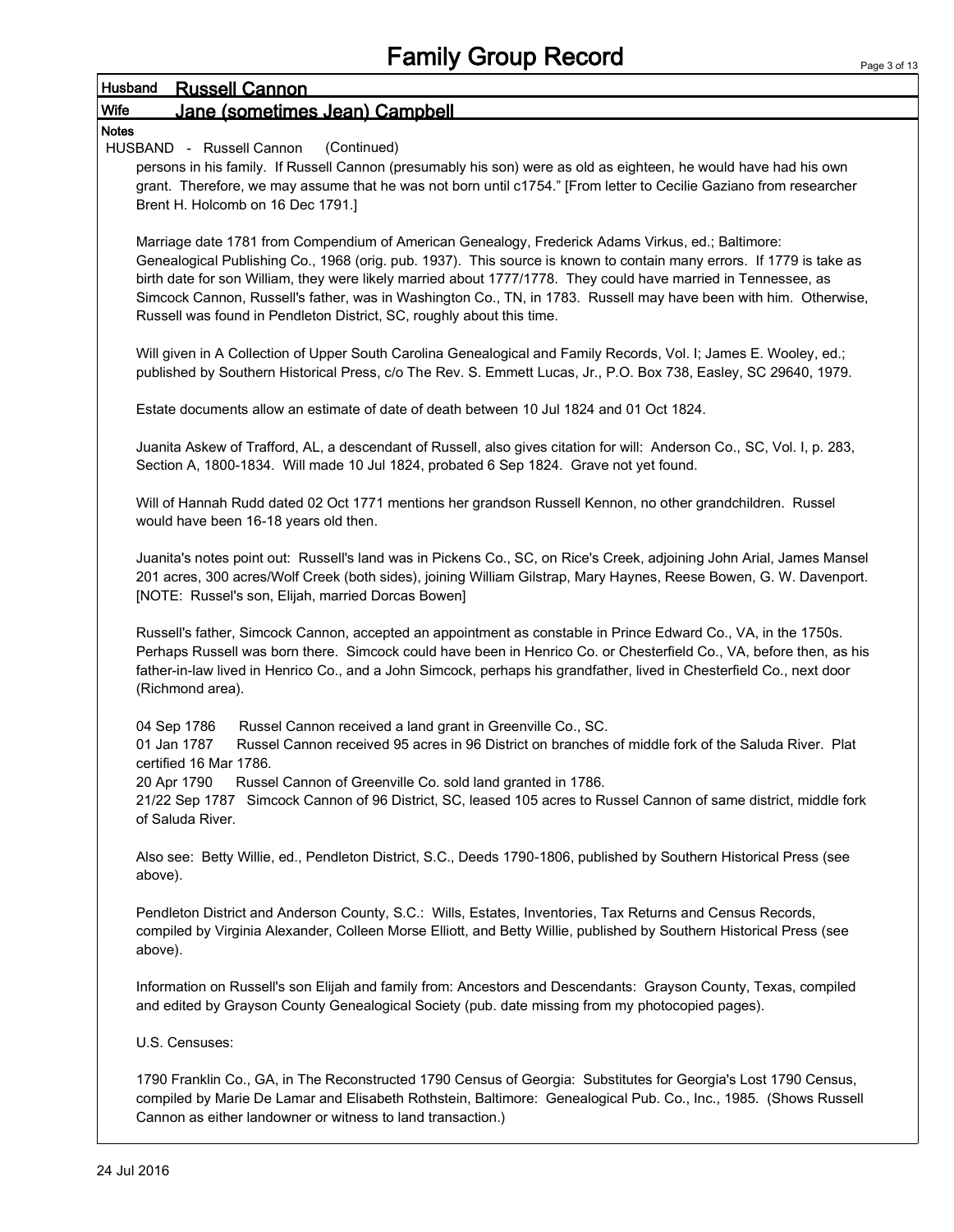# Family Group Record

**Husband** Russell Cannon

**Wife** Jane (sometimes Jean) Campbell

**Notes**

HUSBAND - Russell Cannon (Continued)

persons in his family. If Russell Cannon (presumably his son) were as old as eighteen, he would have had his own grant. Therefore, we may assume that he was not born until c1754." [From letter to Cecilie Gaziano from researcher Brent H. Holcomb on 16 Dec 1791.]

Marriage date 1781 from Compendium of American Genealogy, Frederick Adams Virkus, ed.; Baltimore: Genealogical Publishing Co., 1968 (orig. pub. 1937). This source is known to contain many errors. If 1779 is take as birth date for son William, they were likely married about 1777/1778. They could have married in Tennessee, as Simcock Cannon, Russell's father, was in Washington Co., TN, in 1783. Russell may have been with him. Otherwise, Russell was found in Pendleton District, SC, roughly about this time.

Will given in A Collection of Upper South Carolina Genealogical and Family Records, Vol. I; James E. Wooley, ed.; published by Southern Historical Press, c/o The Rev. S. Emmett Lucas, Jr., P.O. Box 738, Easley, SC 29640, 1979.

Estate documents allow an estimate of date of death between 10 Jul 1824 and 01 Oct 1824.

Juanita Askew of Trafford, AL, a descendant of Russell, also gives citation for will: Anderson Co., SC, Vol. I, p. 283, Section A, 1800-1834. Will made 10 Jul 1824, probated 6 Sep 1824. Grave not yet found.

Will of Hannah Rudd dated 02 Oct 1771 mentions her grandson Russell Kennon, no other grandchildren. Russel would have been 16-18 years old then.

Juanita's notes point out: Russell's land was in Pickens Co., SC, on Rice's Creek, adjoining John Arial, James Mansel 201 acres, 300 acres/Wolf Creek (both sides), joining William Gilstrap, Mary Haynes, Reese Bowen, G. W. Davenport. [NOTE: Russel's son, Elijah, married Dorcas Bowen]

Russell's father, Simcock Cannon, accepted an appointment as constable in Prince Edward Co., VA, in the 1750s. Perhaps Russell was born there. Simcock could have been in Henrico Co. or Chesterfield Co., VA, before then, as his father-in-law lived in Henrico Co., and a John Simcock, perhaps his grandfather, lived in Chesterfield Co., next door (Richmond area).

04 Sep 1786 Russel Cannon received a land grant in Greenville Co., SC.
01 Jan 1787 Russel Cannon received 95 acres in 96 District on branches of middle fork of the Saluda River. Plat certified 16 Mar 1786.
20 Apr 1790 Russel Cannon of Greenville Co. sold land granted in 1786.
21/22 Sep 1787 Simcock Cannon of 96 District, SC, leased 105 acres to Russel Cannon of same district, middle fork of Saluda River.

Also see: Betty Willie, ed., Pendleton District, S.C., Deeds 1790-1806, published by Southern Historical Press (see above).

Pendleton District and Anderson County, S.C.: Wills, Estates, Inventories, Tax Returns and Census Records, compiled by Virginia Alexander, Colleen Morse Elliott, and Betty Willie, published by Southern Historical Press (see above).

Information on Russell's son Elijah and family from: Ancestors and Descendants: Grayson County, Texas, compiled and edited by Grayson County Genealogical Society (pub. date missing from my photocopied pages).

U.S. Censuses:

1790 Franklin Co., GA, in The Reconstructed 1790 Census of Georgia: Substitutes for Georgia's Lost 1790 Census, compiled by Marie De Lamar and Elisabeth Rothstein, Baltimore: Genealogical Pub. Co., Inc., 1985. (Shows Russell Cannon as either landowner or witness to land transaction.)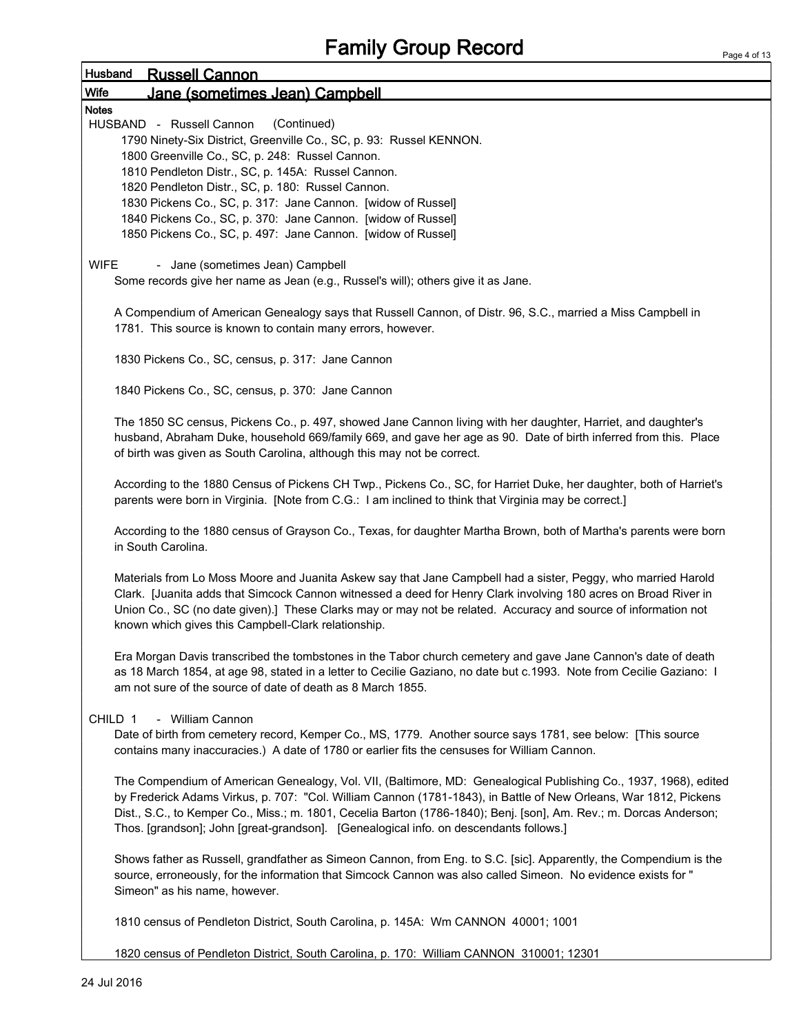# Family Group Record

**Husband** Russell Cannon

**Wife** Jane (sometimes Jean) Campbell

**Notes**

HUSBAND - Russell Cannon (Continued)

1790 Ninety-Six District, Greenville Co., SC, p. 93: Russel KENNON.
1800 Greenville Co., SC, p. 248: Russel Cannon.
1810 Pendleton Distr., SC, p. 145A: Russel Cannon.
1820 Pendleton Distr., SC, p. 180: Russel Cannon.
1830 Pickens Co., SC, p. 317: Jane Cannon. [widow of Russel]
1840 Pickens Co., SC, p. 370: Jane Cannon. [widow of Russel]
1850 Pickens Co., SC, p. 497: Jane Cannon. [widow of Russel]

WIFE - Jane (sometimes Jean) Campbell

Some records give her name as Jean (e.g., Russel's will); others give it as Jane.

A Compendium of American Genealogy says that Russell Cannon, of Distr. 96, S.C., married a Miss Campbell in 1781. This source is known to contain many errors, however.

1830 Pickens Co., SC, census, p. 317: Jane Cannon

1840 Pickens Co., SC, census, p. 370: Jane Cannon

The 1850 SC census, Pickens Co., p. 497, showed Jane Cannon living with her daughter, Harriet, and daughter's husband, Abraham Duke, household 669/family 669, and gave her age as 90. Date of birth inferred from this. Place of birth was given as South Carolina, although this may not be correct.

According to the 1880 Census of Pickens CH Twp., Pickens Co., SC, for Harriet Duke, her daughter, both of Harriet's parents were born in Virginia. [Note from C.G.: I am inclined to think that Virginia may be correct.]

According to the 1880 census of Grayson Co., Texas, for daughter Martha Brown, both of Martha's parents were born in South Carolina.

Materials from Lo Moss Moore and Juanita Askew say that Jane Campbell had a sister, Peggy, who married Harold Clark. [Juanita adds that Simcock Cannon witnessed a deed for Henry Clark involving 180 acres on Broad River in Union Co., SC (no date given).] These Clarks may or may not be related. Accuracy and source of information not known which gives this Campbell-Clark relationship.

Era Morgan Davis transcribed the tombstones in the Tabor church cemetery and gave Jane Cannon's date of death as 18 March 1854, at age 98, stated in a letter to Cecilie Gaziano, no date but c.1993. Note from Cecilie Gaziano: I am not sure of the source of date of death as 8 March 1855.

CHILD 1 - William Cannon

Date of birth from cemetery record, Kemper Co., MS, 1779. Another source says 1781, see below: [This source contains many inaccuracies.) A date of 1780 or earlier fits the censuses for William Cannon.

The Compendium of American Genealogy, Vol. VII, (Baltimore, MD: Genealogical Publishing Co., 1937, 1968), edited by Frederick Adams Virkus, p. 707: "Col. William Cannon (1781-1843), in Battle of New Orleans, War 1812, Pickens Dist., S.C., to Kemper Co., Miss.; m. 1801, Cecelia Barton (1786-1840); Benj. [son], Am. Rev.; m. Dorcas Anderson; Thos. [grandson]; John [great-grandson]. [Genealogical info. on descendants follows.]

Shows father as Russell, grandfather as Simeon Cannon, from Eng. to S.C. [sic]. Apparently, the Compendium is the source, erroneously, for the information that Simcock Cannon was also called Simeon. No evidence exists for "Simeon" as his name, however.

1810 census of Pendleton District, South Carolina, p. 145A: Wm CANNON 40001; 1001

1820 census of Pendleton District, South Carolina, p. 170: William CANNON 310001; 12301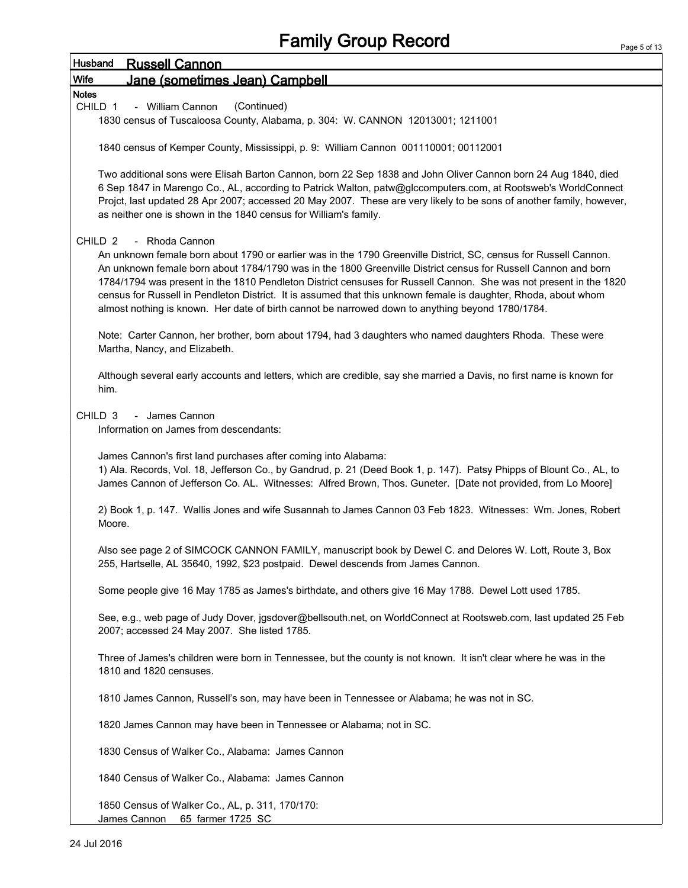# Family Group Record

**Husband** Russell Cannon

**Wife** Jane (sometimes Jean) Campbell

**Notes**

CHILD 1 - William Cannon (Continued)

1830 census of Tuscaloosa County, Alabama, p. 304: W. CANNON 12013001; 1211001

1840 census of Kemper County, Mississippi, p. 9: William Cannon 001110001; 00112001

Two additional sons were Elisah Barton Cannon, born 22 Sep 1838 and John Oliver Cannon born 24 Aug 1840, died 6 Sep 1847 in Marengo Co., AL, according to Patrick Walton, patw@glccomputers.com, at Rootsweb's WorldConnect Projct, last updated 28 Apr 2007; accessed 20 May 2007. These are very likely to be sons of another family, however, as neither one is shown in the 1840 census for William's family.

CHILD 2 - Rhoda Cannon

An unknown female born about 1790 or earlier was in the 1790 Greenville District, SC, census for Russell Cannon. An unknown female born about 1784/1790 was in the 1800 Greenville District census for Russell Cannon and born 1784/1794 was present in the 1810 Pendleton District censuses for Russell Cannon. She was not present in the 1820 census for Russell in Pendleton District. It is assumed that this unknown female is daughter, Rhoda, about whom almost nothing is known. Her date of birth cannot be narrowed down to anything beyond 1780/1784.

Note: Carter Cannon, her brother, born about 1794, had 3 daughters who named daughters Rhoda. These were Martha, Nancy, and Elizabeth.

Although several early accounts and letters, which are credible, say she married a Davis, no first name is known for him.

CHILD 3 - James Cannon

Information on James from descendants:

James Cannon's first land purchases after coming into Alabama:

1) Ala. Records, Vol. 18, Jefferson Co., by Gandrud, p. 21 (Deed Book 1, p. 147). Patsy Phipps of Blount Co., AL, to James Cannon of Jefferson Co. AL. Witnesses: Alfred Brown, Thos. Guneter. [Date not provided, from Lo Moore]

2) Book 1, p. 147. Wallis Jones and wife Susannah to James Cannon 03 Feb 1823. Witnesses: Wm. Jones, Robert Moore.

Also see page 2 of SIMCOCK CANNON FAMILY, manuscript book by Dewel C. and Delores W. Lott, Route 3, Box 255, Hartselle, AL 35640, 1992, $23 postpaid. Dewel descends from James Cannon.

Some people give 16 May 1785 as James's birthdate, and others give 16 May 1788. Dewel Lott used 1785.

See, e.g., web page of Judy Dover, jgsdover@bellsouth.net, on WorldConnect at Rootsweb.com, last updated 25 Feb 2007; accessed 24 May 2007. She listed 1785.

Three of James's children were born in Tennessee, but the county is not known. It isn't clear where he was in the 1810 and 1820 censuses.

1810 James Cannon, Russell's son, may have been in Tennessee or Alabama; he was not in SC.

1820 James Cannon may have been in Tennessee or Alabama; not in SC.

1830 Census of Walker Co., Alabama: James Cannon

1840 Census of Walker Co., Alabama: James Cannon

1850 Census of Walker Co., AL, p. 311, 170/170:
James Cannon 65 farmer 1725 SC

24 Jul 2016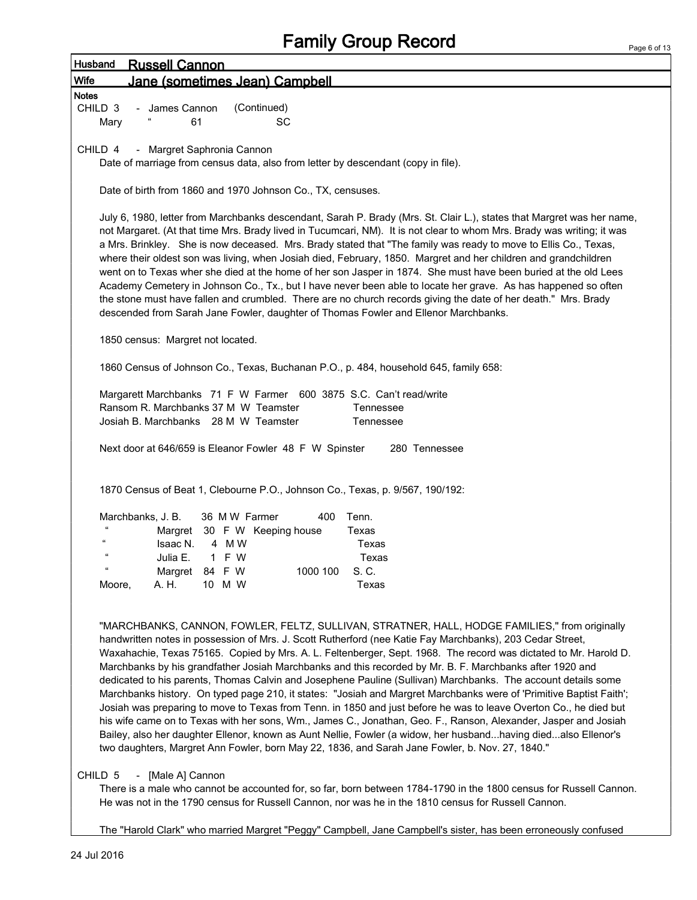# Family Group Record

**Husband** Russell Cannon

**Wife** Jane (sometimes Jean) Campbell

**Notes**

CHILD 3 - James Cannon (Continued)

| | | | |
|---|---|---|---|
| Mary | " | 61 | SC |

CHILD 4 - Margret Saphronia Cannon

Date of marriage from census data, also from letter by descendant (copy in file).

Date of birth from 1860 and 1970 Johnson Co., TX, censuses.

July 6, 1980, letter from Marchbanks descendant, Sarah P. Brady (Mrs. St. Clair L.), states that Margret was her name, not Margaret. (At that time Mrs. Brady lived in Tucumcari, NM). It is not clear to whom Mrs. Brady was writing; it was a Mrs. Brinkley. She is now deceased. Mrs. Brady stated that "The family was ready to move to Ellis Co., Texas, where their oldest son was living, when Josiah died, February, 1850. Margret and her children and grandchildren went on to Texas wher she died at the home of her son Jasper in 1874. She must have been buried at the old Lees Academy Cemetery in Johnson Co., Tx., but I have never been able to locate her grave. As has happened so often the stone must have fallen and crumbled. There are no church records giving the date of her death." Mrs. Brady descended from Sarah Jane Fowler, daughter of Thomas Fowler and Ellenor Marchbanks.

1850 census: Margret not located.

1860 Census of Johnson Co., Texas, Buchanan P.O., p. 484, household 645, family 658:

| | | | | | | | | |
|---|---|---|---|---|---|---|---|---|
| Margarett Marchbanks | 71 | F | W | Farmer | 600 | 3875 | S.C. | Can't read/write |
| Ransom R. Marchbanks | 37 | M | W | Teamster | | | Tennessee | |
| Josiah B. Marchbanks | 28 | M | W | Teamster | | | Tennessee | |

Next door at 646/659 is Eleanor Fowler 48 F W Spinster 280 Tennessee

1870 Census of Beat 1, Clebourne P.O., Johnson Co., Texas, p. 9/567, 190/192:

| | | | | | | | | |
|---|---|---|---|---|---|---|---|---|
| Marchbanks, | J. B. | 36 | M W | Farmer | 400 | | Tenn. |
| " | Margret | 30 | F W | Keeping house | | | Texas |
| " | Isaac N. | 4 | M W | | | | Texas |
| " | Julia E. | 1 | F W | | | | Texas |
| " | Margret | 84 | F W | | 1000 | 100 | S. C. |
| Moore, | A. H. | 10 | M W | | | | Texas |

"MARCHBANKS, CANNON, FOWLER, FELTZ, SULLIVAN, STRATNER, HALL, HODGE FAMILIES," from originally handwritten notes in possession of Mrs. J. Scott Rutherford (nee Katie Fay Marchbanks), 203 Cedar Street, Waxahachie, Texas 75165. Copied by Mrs. A. L. Feltenberger, Sept. 1968. The record was dictated to Mr. Harold D. Marchbanks by his grandfather Josiah Marchbanks and this recorded by Mr. B. F. Marchbanks after 1920 and dedicated to his parents, Thomas Calvin and Josephene Pauline (Sullivan) Marchbanks. The account details some Marchbanks history. On typed page 210, it states: "Josiah and Margret Marchbanks were of 'Primitive Baptist Faith'; Josiah was preparing to move to Texas from Tenn. in 1850 and just before he was to leave Overton Co., he died but his wife came on to Texas with her sons, Wm., James C., Jonathan, Geo. F., Ranson, Alexander, Jasper and Josiah Bailey, also her daughter Ellenor, known as Aunt Nellie, Fowler (a widow, her husband...having died...also Ellenor's two daughters, Margret Ann Fowler, born May 22, 1836, and Sarah Jane Fowler, b. Nov. 27, 1840."

CHILD 5 - [Male A] Cannon

There is a male who cannot be accounted for, so far, born between 1784-1790 in the 1800 census for Russell Cannon. He was not in the 1790 census for Russell Cannon, nor was he in the 1810 census for Russell Cannon.

The "Harold Clark" who married Margret "Peggy" Campbell, Jane Campbell's sister, has been erroneously confused

24 Jul 2016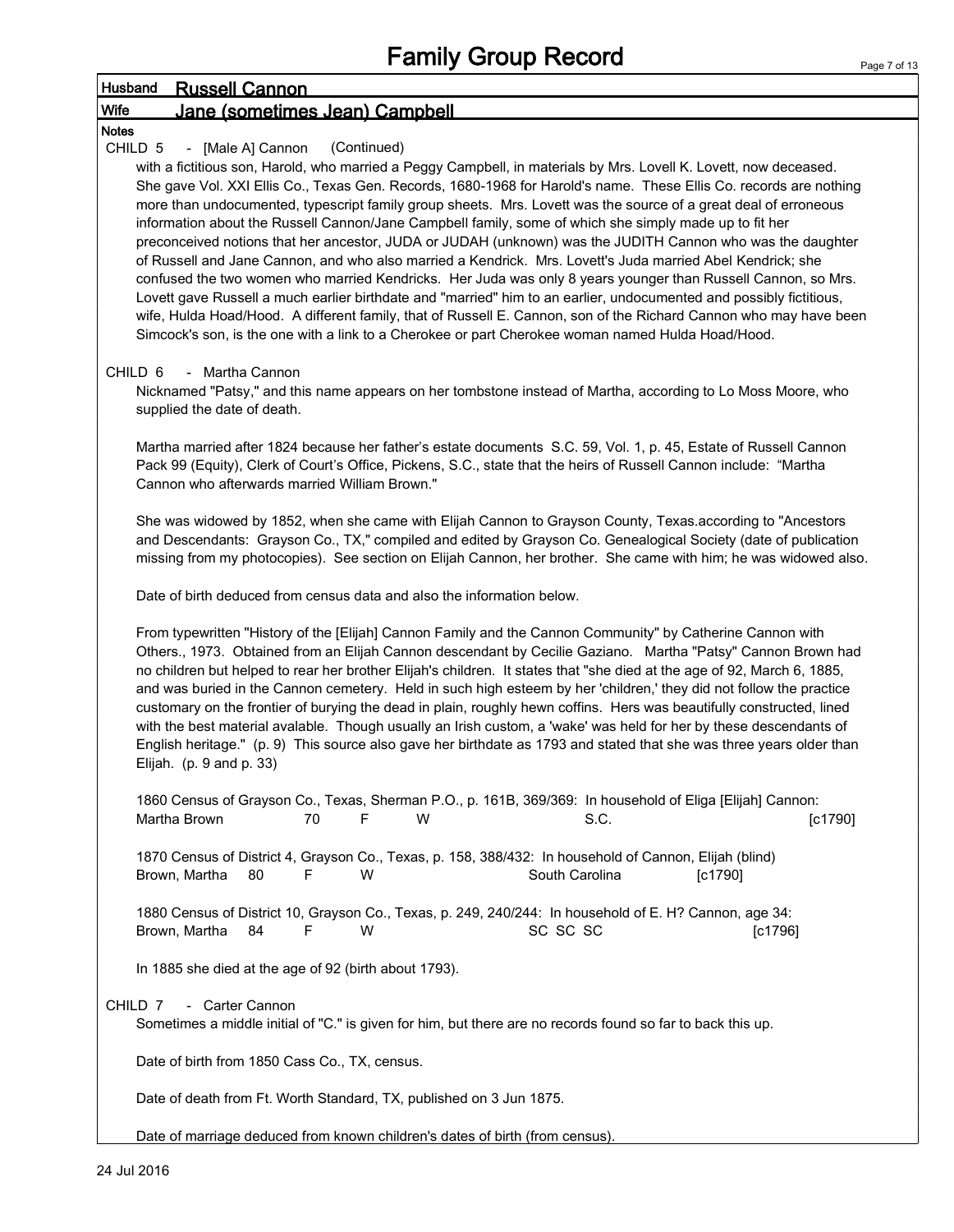# Family Group Record

**Husband** Russell Cannon

**Wife** Jane (sometimes Jean) Campbell

**Notes**

CHILD 5 - [Male A] Cannon (Continued)

with a fictitious son, Harold, who married a Peggy Campbell, in materials by Mrs. Lovell K. Lovett, now deceased. She gave Vol. XXI Ellis Co., Texas Gen. Records, 1680-1968 for Harold's name. These Ellis Co. records are nothing more than undocumented, typescript family group sheets. Mrs. Lovett was the source of a great deal of erroneous information about the Russell Cannon/Jane Campbell family, some of which she simply made up to fit her preconceived notions that her ancestor, JUDA or JUDAH (unknown) was the JUDITH Cannon who was the daughter of Russell and Jane Cannon, and who also married a Kendrick. Mrs. Lovett's Juda married Abel Kendrick; she confused the two women who married Kendricks. Her Juda was only 8 years younger than Russell Cannon, so Mrs. Lovett gave Russell a much earlier birthdate and "married" him to an earlier, undocumented and possibly fictitious, wife, Hulda Hoad/Hood. A different family, that of Russell E. Cannon, son of the Richard Cannon who may have been Simcock's son, is the one with a link to a Cherokee or part Cherokee woman named Hulda Hoad/Hood.

CHILD 6 - Martha Cannon

Nicknamed "Patsy," and this name appears on her tombstone instead of Martha, according to Lo Moss Moore, who supplied the date of death.

Martha married after 1824 because her father's estate documents S.C. 59, Vol. 1, p. 45, Estate of Russell Cannon Pack 99 (Equity), Clerk of Court's Office, Pickens, S.C., state that the heirs of Russell Cannon include: "Martha Cannon who afterwards married William Brown."

She was widowed by 1852, when she came with Elijah Cannon to Grayson County, Texas.according to "Ancestors and Descendants: Grayson Co., TX," compiled and edited by Grayson Co. Genealogical Society (date of publication missing from my photocopies). See section on Elijah Cannon, her brother. She came with him; he was widowed also.

Date of birth deduced from census data and also the information below.

From typewritten "History of the [Elijah] Cannon Family and the Cannon Community" by Catherine Cannon with Others., 1973. Obtained from an Elijah Cannon descendant by Cecilie Gaziano. Martha "Patsy" Cannon Brown had no children but helped to rear her brother Elijah's children. It states that "she died at the age of 92, March 6, 1885, and was buried in the Cannon cemetery. Held in such high esteem by her 'children,' they did not follow the practice customary on the frontier of burying the dead in plain, roughly hewn coffins. Hers was beautifully constructed, lined with the best material avalable. Though usually an Irish custom, a 'wake' was held for her by these descendants of English heritage." (p. 9) This source also gave her birthdate as 1793 and stated that she was three years older than Elijah. (p. 9 and p. 33)

1860 Census of Grayson Co., Texas, Sherman P.O., p. 161B, 369/369: In household of Eliga [Elijah] Cannon:
Martha Brown 70 F W S.C. [c1790]

1870 Census of District 4, Grayson Co., Texas, p. 158, 388/432: In household of Cannon, Elijah (blind)
Brown, Martha 80 F W South Carolina [c1790]

1880 Census of District 10, Grayson Co., Texas, p. 249, 240/244: In household of E. H? Cannon, age 34:
Brown, Martha 84 F W SC SC SC [c1796]

In 1885 she died at the age of 92 (birth about 1793).

CHILD 7 - Carter Cannon

Sometimes a middle initial of "C." is given for him, but there are no records found so far to back this up.

Date of birth from 1850 Cass Co., TX, census.

Date of death from Ft. Worth Standard, TX, published on 3 Jun 1875.

Date of marriage deduced from known children's dates of birth (from census).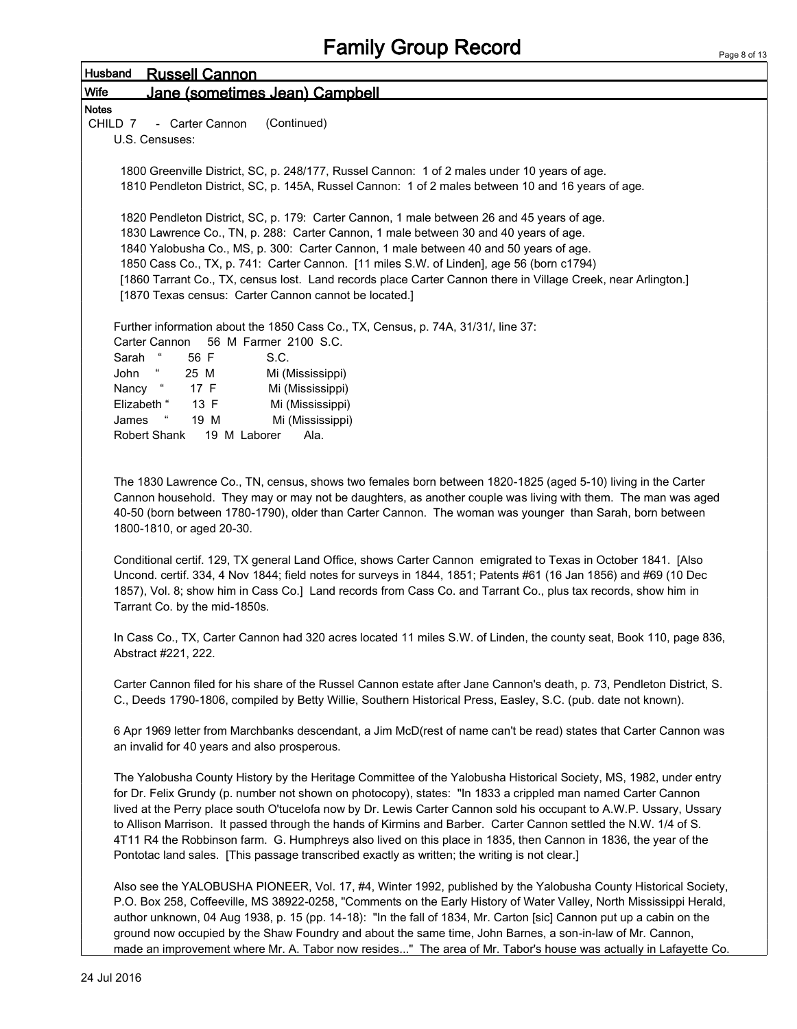# Family Group Record

**Husband** **Russell Cannon**

**Wife** **Jane (sometimes Jean) Campbell**

**Notes**

CHILD 7 - Carter Cannon (Continued)

U.S. Censuses:

1800 Greenville District, SC, p. 248/177, Russel Cannon: 1 of 2 males under 10 years of age.
1810 Pendleton District, SC, p. 145A, Russel Cannon: 1 of 2 males between 10 and 16 years of age.

1820 Pendleton District, SC, p. 179: Carter Cannon, 1 male between 26 and 45 years of age.
1830 Lawrence Co., TN, p. 288: Carter Cannon, 1 male between 30 and 40 years of age.
1840 Yalobusha Co., MS, p. 300: Carter Cannon, 1 male between 40 and 50 years of age.
1850 Cass Co., TX, p. 741: Carter Cannon. [11 miles S.W. of Linden], age 56 (born c1794)
[1860 Tarrant Co., TX, census lost. Land records place Carter Cannon there in Village Creek, near Arlington.]
[1870 Texas census: Carter Cannon cannot be located.]

Further information about the 1850 Cass Co., TX, Census, p. 74A, 31/31/, line 37:

| | | | | | |
|---|---|---|---|---|---|
| Carter Cannon | | 56 | M | Farmer 2100 | S.C. |
| Sarah | " | 56 | F | | S.C. |
| John | " | 25 | M | | Mi (Mississippi) |
| Nancy | " | 17 | F | | Mi (Mississippi) |
| Elizabeth | " | 13 | F | | Mi (Mississippi) |
| James | " | 19 | M | | Mi (Mississippi) |
| Robert Shank | | 19 | M | Laborer | Ala. |

The 1830 Lawrence Co., TN, census, shows two females born between 1820-1825 (aged 5-10) living in the Carter Cannon household. They may or may not be daughters, as another couple was living with them. The man was aged 40-50 (born between 1780-1790), older than Carter Cannon. The woman was younger than Sarah, born between 1800-1810, or aged 20-30.

Conditional certif. 129, TX general Land Office, shows Carter Cannon emigrated to Texas in October 1841. [Also Uncond. certif. 334, 4 Nov 1844; field notes for surveys in 1844, 1851; Patents #61 (16 Jan 1856) and #69 (10 Dec 1857), Vol. 8; show him in Cass Co.] Land records from Cass Co. and Tarrant Co., plus tax records, show him in Tarrant Co. by the mid-1850s.

In Cass Co., TX, Carter Cannon had 320 acres located 11 miles S.W. of Linden, the county seat, Book 110, page 836, Abstract #221, 222.

Carter Cannon filed for his share of the Russel Cannon estate after Jane Cannon's death, p. 73, Pendleton District, S. C., Deeds 1790-1806, compiled by Betty Willie, Southern Historical Press, Easley, S.C. (pub. date not known).

6 Apr 1969 letter from Marchbanks descendant, a Jim McD(rest of name can't be read) states that Carter Cannon was an invalid for 40 years and also prosperous.

The Yalobusha County History by the Heritage Committee of the Yalobusha Historical Society, MS, 1982, under entry for Dr. Felix Grundy (p. number not shown on photocopy), states: "In 1833 a crippled man named Carter Cannon lived at the Perry place south O'tucelofa now by Dr. Lewis Carter Cannon sold his occupant to A.W.P. Ussary, Ussary to Allison Marrison. It passed through the hands of Kirmins and Barber. Carter Cannon settled the N.W. 1/4 of S. 4T11 R4 the Robbinson farm. G. Humphreys also lived on this place in 1835, then Cannon in 1836, the year of the Pontotac land sales. [This passage transcribed exactly as written; the writing is not clear.]

Also see the YALOBUSHA PIONEER, Vol. 17, #4, Winter 1992, published by the Yalobusha County Historical Society, P.O. Box 258, Coffeeville, MS 38922-0258, "Comments on the Early History of Water Valley, North Mississippi Herald, author unknown, 04 Aug 1938, p. 15 (pp. 14-18): "In the fall of 1834, Mr. Carton [sic] Cannon put up a cabin on the ground now occupied by the Shaw Foundry and about the same time, John Barnes, a son-in-law of Mr. Cannon, made an improvement where Mr. A. Tabor now resides..." The area of Mr. Tabor's house was actually in Lafayette Co.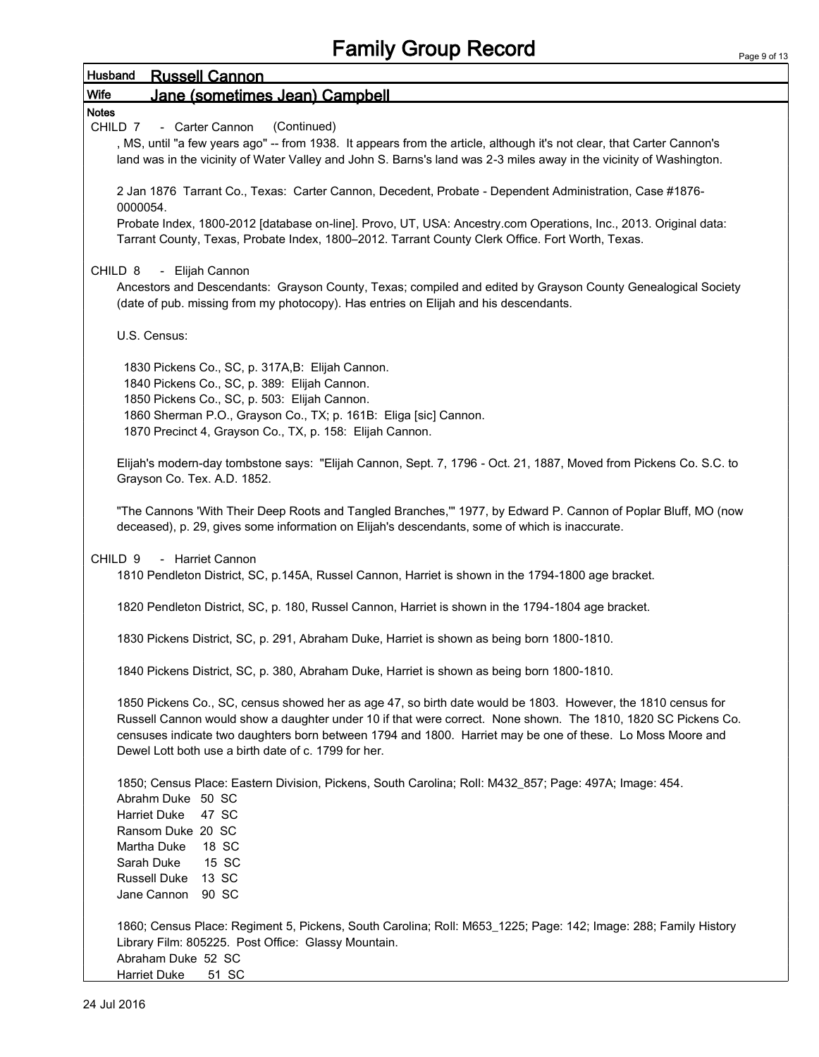# Family Group Record

**Husband** Russell Cannon

**Wife** Jane (sometimes Jean) Campbell

**Notes**

CHILD 7 - Carter Cannon (Continued)

, MS, until "a few years ago" -- from 1938. It appears from the article, although it's not clear, that Carter Cannon's land was in the vicinity of Water Valley and John S. Barns's land was 2-3 miles away in the vicinity of Washington.

2 Jan 1876 Tarrant Co., Texas: Carter Cannon, Decedent, Probate - Dependent Administration, Case #1876-0000054.
Probate Index, 1800-2012 [database on-line]. Provo, UT, USA: Ancestry.com Operations, Inc., 2013. Original data: Tarrant County, Texas, Probate Index, 1800–2012. Tarrant County Clerk Office. Fort Worth, Texas.

CHILD 8 - Elijah Cannon

Ancestors and Descendants: Grayson County, Texas; compiled and edited by Grayson County Genealogical Society (date of pub. missing from my photocopy). Has entries on Elijah and his descendants.

U.S. Census:

1830 Pickens Co., SC, p. 317A,B: Elijah Cannon.
1840 Pickens Co., SC, p. 389: Elijah Cannon.
1850 Pickens Co., SC, p. 503: Elijah Cannon.
1860 Sherman P.O., Grayson Co., TX; p. 161B: Eliga [sic] Cannon.
1870 Precinct 4, Grayson Co., TX, p. 158: Elijah Cannon.

Elijah's modern-day tombstone says: "Elijah Cannon, Sept. 7, 1796 - Oct. 21, 1887, Moved from Pickens Co. S.C. to Grayson Co. Tex. A.D. 1852.

"The Cannons 'With Their Deep Roots and Tangled Branches,'" 1977, by Edward P. Cannon of Poplar Bluff, MO (now deceased), p. 29, gives some information on Elijah's descendants, some of which is inaccurate.

CHILD 9 - Harriet Cannon

1810 Pendleton District, SC, p.145A, Russel Cannon, Harriet is shown in the 1794-1800 age bracket.

1820 Pendleton District, SC, p. 180, Russel Cannon, Harriet is shown in the 1794-1804 age bracket.

1830 Pickens District, SC, p. 291, Abraham Duke, Harriet is shown as being born 1800-1810.

1840 Pickens District, SC, p. 380, Abraham Duke, Harriet is shown as being born 1800-1810.

1850 Pickens Co., SC, census showed her as age 47, so birth date would be 1803. However, the 1810 census for Russell Cannon would show a daughter under 10 if that were correct. None shown. The 1810, 1820 SC Pickens Co. censuses indicate two daughters born between 1794 and 1800. Harriet may be one of these. Lo Moss Moore and Dewel Lott both use a birth date of c. 1799 for her.

1850; Census Place: Eastern Division, Pickens, South Carolina; Roll: M432_857; Page: 497A; Image: 454.
Abrahm Duke 50 SC
Harriet Duke 47 SC
Ransom Duke 20 SC
Martha Duke 18 SC
Sarah Duke 15 SC
Russell Duke 13 SC
Jane Cannon 90 SC

1860; Census Place: Regiment 5, Pickens, South Carolina; Roll: M653_1225; Page: 142; Image: 288; Family History Library Film: 805225. Post Office: Glassy Mountain.
Abraham Duke 52 SC
Harriet Duke 51 SC

24 Jul 2016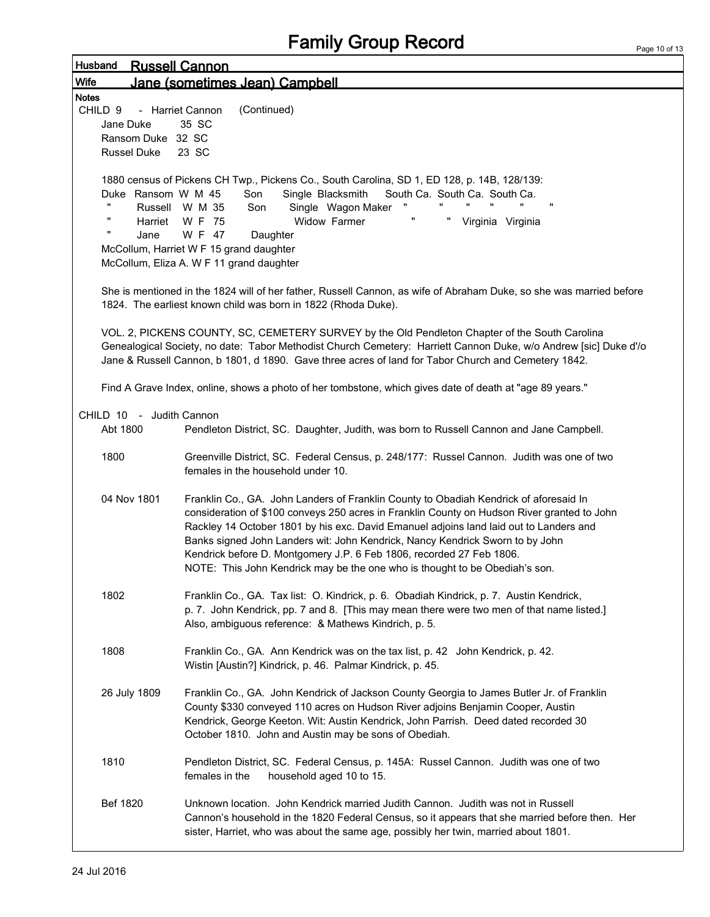# Family Group Record

**Husband** Russell Cannon

**Wife** Jane (sometimes Jean) Campbell

**Notes**

CHILD 9 - Harriet Cannon (Continued)

Jane Duke 35 SC
Ransom Duke 32 SC
Russel Duke 23 SC

1880 census of Pickens CH Twp., Pickens Co., South Carolina, SD 1, ED 128, p. 14B, 128/139:

| | | | | | | | | | |
|---|---|---|---|---|---|---|---|---|---|
| Duke | Ransom | W M 45 | Son | Single | Blacksmith | South Ca. | South Ca. | South Ca. |
| " | Russell | W M 35 | Son | Single | Wagon Maker | " | " | " | " |
| " | Harriet | W F 75 | | Widow | Farmer | " | " | Virginia | Virginia |
| " | Jane | W F 47 | Daughter | | | | | | |

McCollum, Harriet W F 15 grand daughter
McCollum, Eliza A. W F 11 grand daughter

She is mentioned in the 1824 will of her father, Russell Cannon, as wife of Abraham Duke, so she was married before 1824. The earliest known child was born in 1822 (Rhoda Duke).

VOL. 2, PICKENS COUNTY, SC, CEMETERY SURVEY by the Old Pendleton Chapter of the South Carolina Genealogical Society, no date: Tabor Methodist Church Cemetery: Harriett Cannon Duke, w/o Andrew [sic] Duke d'/o Jane & Russell Cannon, b 1801, d 1890. Gave three acres of land for Tabor Church and Cemetery 1842.

Find A Grave Index, online, shows a photo of her tombstone, which gives date of death at "age 89 years."

CHILD 10 - Judith Cannon

| | |
|---|---|
| Abt 1800 | Pendleton District, SC. Daughter, Judith, was born to Russell Cannon and Jane Campbell. |
| 1800 | Greenville District, SC. Federal Census, p. 248/177: Russel Cannon. Judith was one of two females in the household under 10. |
| 04 Nov 1801 | Franklin Co., GA. John Landers of Franklin County to Obadiah Kendrick of aforesaid In consideration of $100 conveys 250 acres in Franklin County on Hudson River granted to John Rackley 14 October 1801 by his exc. David Emanuel adjoins land laid out to Landers and Banks signed John Landers wit: John Kendrick, Nancy Kendrick Sworn to by John Kendrick before D. Montgomery J.P. 6 Feb 1806, recorded 27 Feb 1806. NOTE: This John Kendrick may be the one who is thought to be Obediah's son. |
| 1802 | Franklin Co., GA. Tax list: O. Kindrick, p. 6. Obadiah Kindrick, p. 7. Austin Kendrick, p. 7. John Kendrick, pp. 7 and 8. [This may mean there were two men of that name listed.] Also, ambiguous reference: & Mathews Kindrich, p. 5. |
| 1808 | Franklin Co., GA. Ann Kendrick was on the tax list, p. 42 John Kendrick, p. 42. Wistin [Austin?] Kindrick, p. 46. Palmar Kindrick, p. 45. |
| 26 July 1809 | Franklin Co., GA. John Kendrick of Jackson County Georgia to James Butler Jr. of Franklin County $330 conveyed 110 acres on Hudson River adjoins Benjamin Cooper, Austin Kendrick, George Keeton. Wit: Austin Kendrick, John Parrish. Deed dated recorded 30 October 1810. John and Austin may be sons of Obediah. |
| 1810 | Pendleton District, SC. Federal Census, p. 145A: Russel Cannon. Judith was one of two females in the household aged 10 to 15. |
| Bef 1820 | Unknown location. John Kendrick married Judith Cannon. Judith was not in Russell Cannon's household in the 1820 Federal Census, so it appears that she married before then. Her sister, Harriet, who was about the same age, possibly her twin, married about 1801. |

24 Jul 2016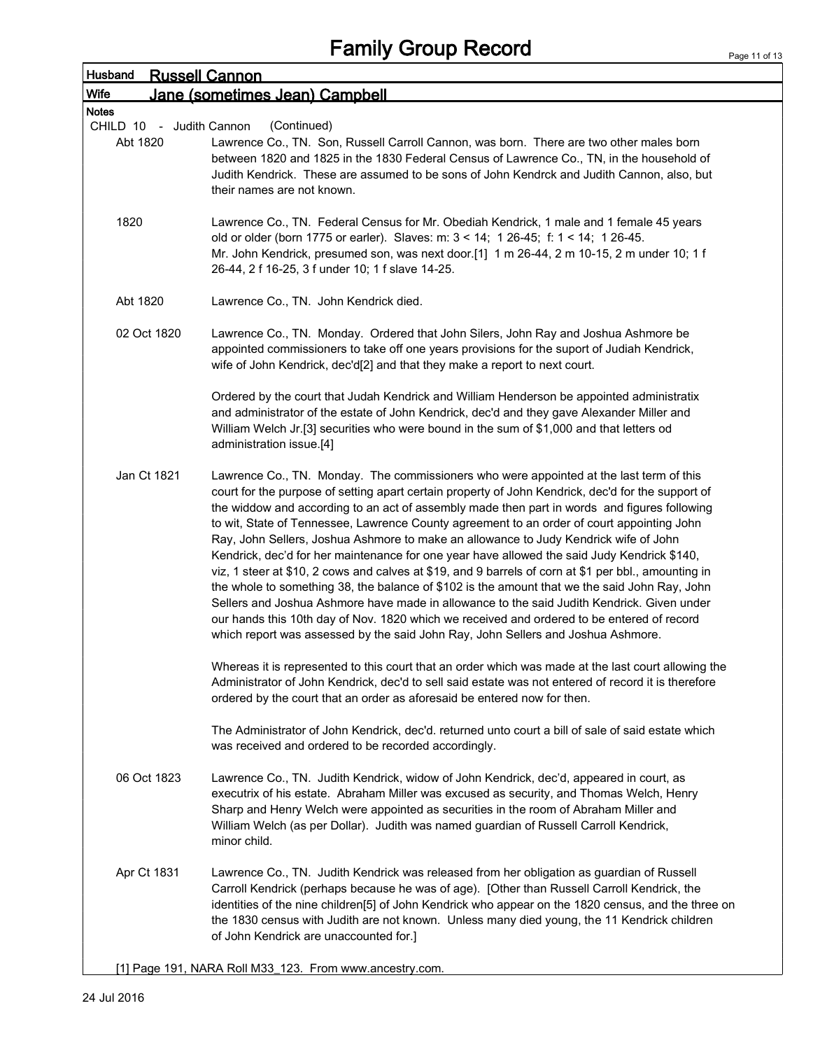# Family Group Record

**Husband** Russell Cannon

**Wife** Jane (sometimes Jean) Campbell

**Notes**

CHILD 10 - Judith Cannon (Continued)

**Abt 1820** — Lawrence Co., TN. Son, Russell Carroll Cannon, was born. There are two other males born between 1820 and 1825 in the 1830 Federal Census of Lawrence Co., TN, in the household of Judith Kendrick. These are assumed to be sons of John Kendrck and Judith Cannon, also, but their names are not known.

**1820** — Lawrence Co., TN. Federal Census for Mr. Obediah Kendrick, 1 male and 1 female 45 years old or older (born 1775 or earler). Slaves: m: 3 < 14; 1 26-45; f: 1 < 14; 1 26-45.
Mr. John Kendrick, presumed son, was next door.[1] 1 m 26-44, 2 m 10-15, 2 m under 10; 1 f 26-44, 2 f 16-25, 3 f under 10; 1 f slave 14-25.

**Abt 1820** — Lawrence Co., TN. John Kendrick died.

**02 Oct 1820** — Lawrence Co., TN. Monday. Ordered that John Silers, John Ray and Joshua Ashmore be appointed commissioners to take off one years provisions for the suport of Judiah Kendrick, wife of John Kendrick, dec'd[2] and that they make a report to next court.

Ordered by the court that Judah Kendrick and William Henderson be appointed administratix and administrator of the estate of John Kendrick, dec'd and they gave Alexander Miller and William Welch Jr.[3] securities who were bound in the sum of $1,000 and that letters od administration issue.[4]

**Jan Ct 1821** — Lawrence Co., TN. Monday. The commissioners who were appointed at the last term of this court for the purpose of setting apart certain property of John Kendrick, dec'd for the support of the widdow and according to an act of assembly made then part in words and figures following to wit, State of Tennessee, Lawrence County agreement to an order of court appointing John Ray, John Sellers, Joshua Ashmore to make an allowance to Judy Kendrick wife of John Kendrick, dec'd for her maintenance for one year have allowed the said Judy Kendrick $140, viz, 1 steer at $10, 2 cows and calves at $19, and 9 barrels of corn at $1 per bbl., amounting in the whole to something 38, the balance of $102 is the amount that we the said John Ray, John Sellers and Joshua Ashmore have made in allowance to the said Judith Kendrick. Given under our hands this 10th day of Nov. 1820 which we received and ordered to be entered of record which report was assessed by the said John Ray, John Sellers and Joshua Ashmore.

Whereas it is represented to this court that an order which was made at the last court allowing the Administrator of John Kendrick, dec'd to sell said estate was not entered of record it is therefore ordered by the court that an order as aforesaid be entered now for then.

The Administrator of John Kendrick, dec'd. returned unto court a bill of sale of said estate which was received and ordered to be recorded accordingly.

**06 Oct 1823** — Lawrence Co., TN. Judith Kendrick, widow of John Kendrick, dec'd, appeared in court, as executrix of his estate. Abraham Miller was excused as security, and Thomas Welch, Henry Sharp and Henry Welch were appointed as securities in the room of Abraham Miller and William Welch (as per Dollar). Judith was named guardian of Russell Carroll Kendrick, minor child.

**Apr Ct 1831** — Lawrence Co., TN. Judith Kendrick was released from her obligation as guardian of Russell Carroll Kendrick (perhaps because he was of age). [Other than Russell Carroll Kendrick, the identities of the nine children[5] of John Kendrick who appear on the 1820 census, and the three on the 1830 census with Judith are not known. Unless many died young, the 11 Kendrick children of John Kendrick are unaccounted for.]

[1] Page 191, NARA Roll M33_123. From www.ancestry.com.

24 Jul 2016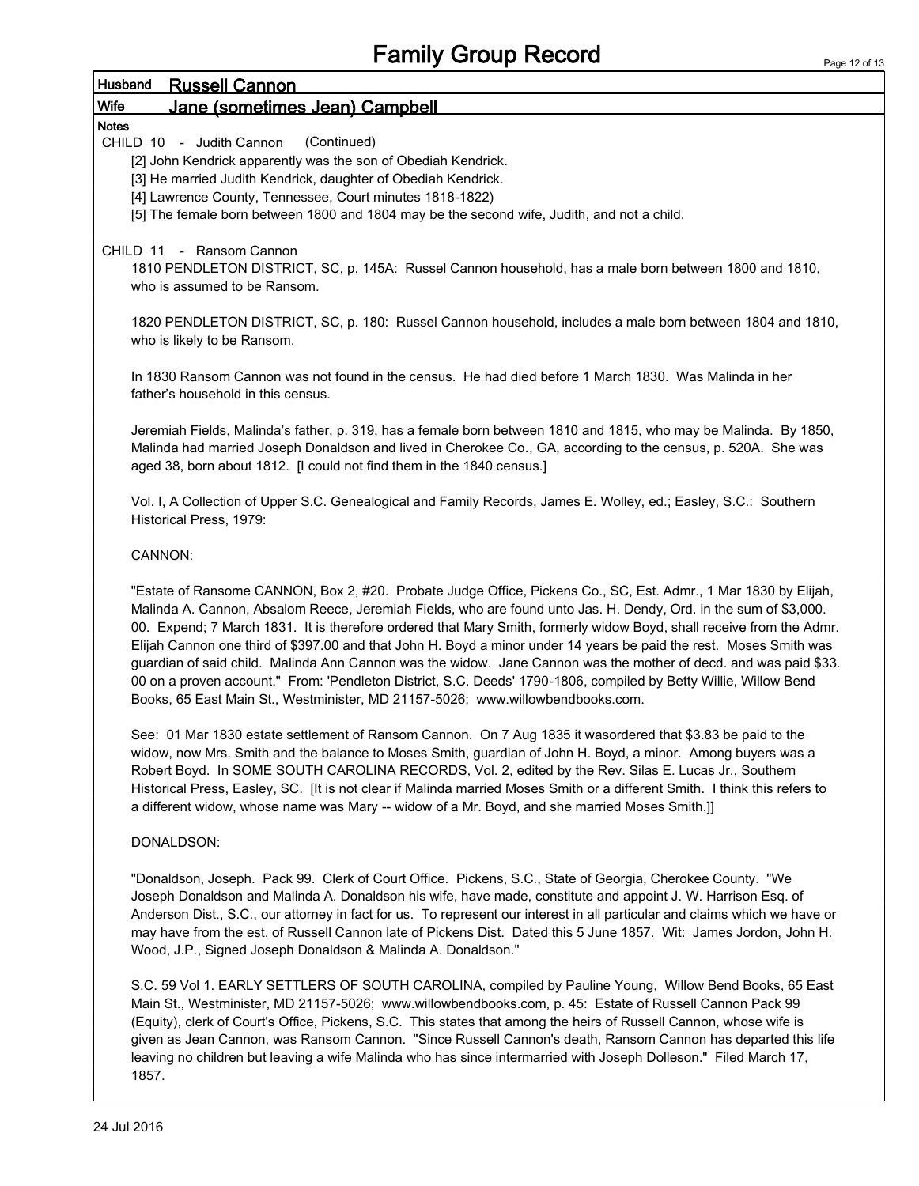# Family Group Record

**Husband** **Russell Cannon**

**Wife** **Jane (sometimes Jean) Campbell**

**Notes**

CHILD 10 - Judith Cannon (Continued)

[2] John Kendrick apparently was the son of Obediah Kendrick.
[3] He married Judith Kendrick, daughter of Obediah Kendrick.
[4] Lawrence County, Tennessee, Court minutes 1818-1822)
[5] The female born between 1800 and 1804 may be the second wife, Judith, and not a child.

CHILD 11 - Ransom Cannon

1810 PENDLETON DISTRICT, SC, p. 145A: Russel Cannon household, has a male born between 1800 and 1810, who is assumed to be Ransom.

1820 PENDLETON DISTRICT, SC, p. 180: Russel Cannon household, includes a male born between 1804 and 1810, who is likely to be Ransom.

In 1830 Ransom Cannon was not found in the census. He had died before 1 March 1830. Was Malinda in her father's household in this census.

Jeremiah Fields, Malinda's father, p. 319, has a female born between 1810 and 1815, who may be Malinda. By 1850, Malinda had married Joseph Donaldson and lived in Cherokee Co., GA, according to the census, p. 520A. She was aged 38, born about 1812. [I could not find them in the 1840 census.]

Vol. I, A Collection of Upper S.C. Genealogical and Family Records, James E. Wolley, ed.; Easley, S.C.: Southern Historical Press, 1979:

CANNON:

"Estate of Ransome CANNON, Box 2, #20. Probate Judge Office, Pickens Co., SC, Est. Admr., 1 Mar 1830 by Elijah, Malinda A. Cannon, Absalom Reece, Jeremiah Fields, who are found unto Jas. H. Dendy, Ord. in the sum of $3,000. 00. Expend; 7 March 1831. It is therefore ordered that Mary Smith, formerly widow Boyd, shall receive from the Admr. Elijah Cannon one third of $397.00 and that John H. Boyd a minor under 14 years be paid the rest. Moses Smith was guardian of said child. Malinda Ann Cannon was the widow. Jane Cannon was the mother of decd. and was paid $33. 00 on a proven account." From: 'Pendleton District, S.C. Deeds' 1790-1806, compiled by Betty Willie, Willow Bend Books, 65 East Main St., Westminister, MD 21157-5026; www.willowbendbooks.com.

See: 01 Mar 1830 estate settlement of Ransom Cannon. On 7 Aug 1835 it wasordered that $3.83 be paid to the widow, now Mrs. Smith and the balance to Moses Smith, guardian of John H. Boyd, a minor. Among buyers was a Robert Boyd. In SOME SOUTH CAROLINA RECORDS, Vol. 2, edited by the Rev. Silas E. Lucas Jr., Southern Historical Press, Easley, SC. [It is not clear if Malinda married Moses Smith or a different Smith. I think this refers to a different widow, whose name was Mary -- widow of a Mr. Boyd, and she married Moses Smith.]]

DONALDSON:

"Donaldson, Joseph. Pack 99. Clerk of Court Office. Pickens, S.C., State of Georgia, Cherokee County. "We Joseph Donaldson and Malinda A. Donaldson his wife, have made, constitute and appoint J. W. Harrison Esq. of Anderson Dist., S.C., our attorney in fact for us. To represent our interest in all particular and claims which we have or may have from the est. of Russell Cannon late of Pickens Dist. Dated this 5 June 1857. Wit: James Jordon, John H. Wood, J.P., Signed Joseph Donaldson & Malinda A. Donaldson."

S.C. 59 Vol 1. EARLY SETTLERS OF SOUTH CAROLINA, compiled by Pauline Young, Willow Bend Books, 65 East Main St., Westminister, MD 21157-5026; www.willowbendbooks.com, p. 45: Estate of Russell Cannon Pack 99 (Equity), clerk of Court's Office, Pickens, S.C. This states that among the heirs of Russell Cannon, whose wife is given as Jean Cannon, was Ransom Cannon. "Since Russell Cannon's death, Ransom Cannon has departed this life leaving no children but leaving a wife Malinda who has since intermarried with Joseph Dolleson." Filed March 17, 1857.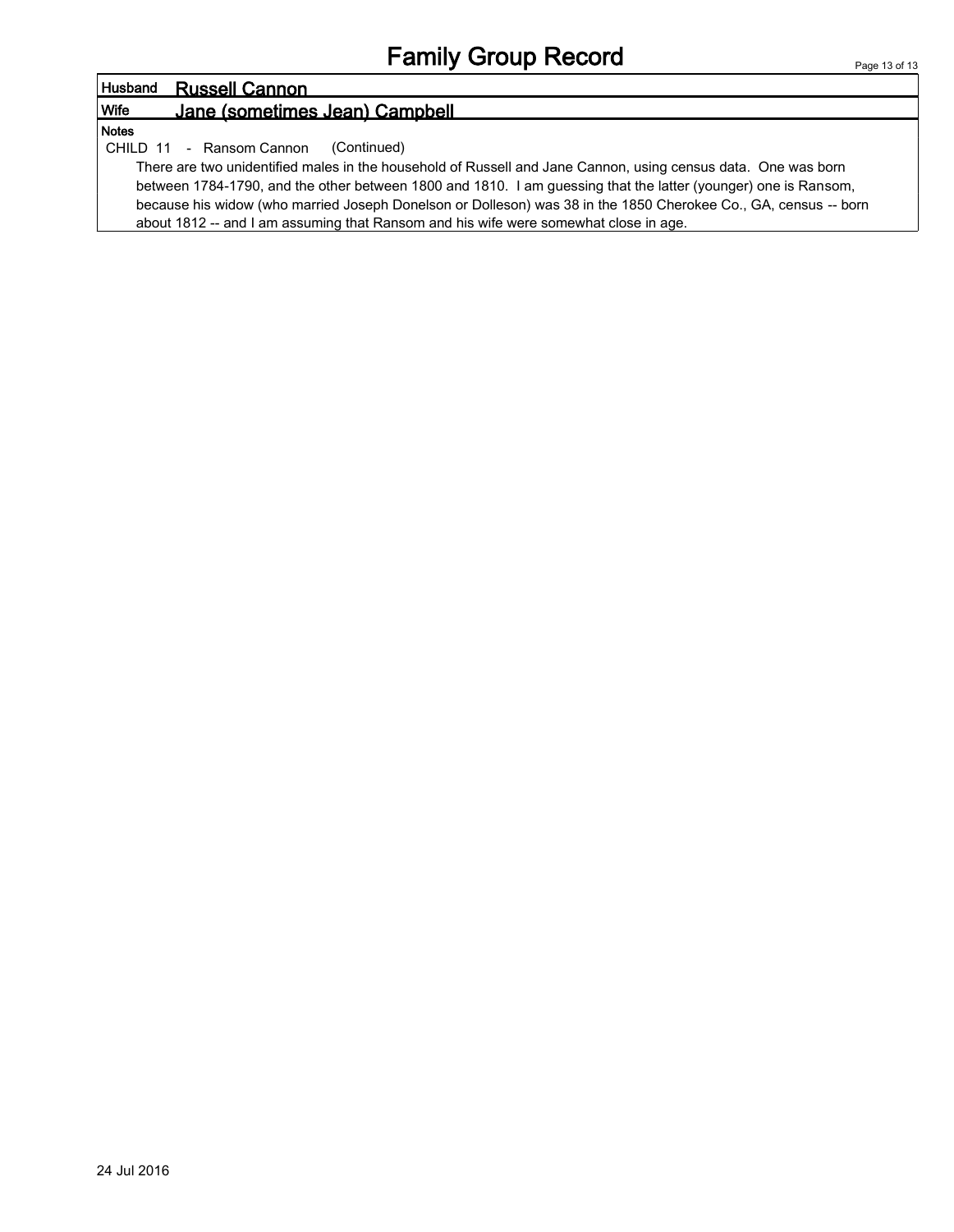# Family Group Record

**Husband** **Russell Cannon**

**Wife** **Jane (sometimes Jean) Campbell**

**Notes**

CHILD 11 - Ransom Cannon (Continued)

There are two unidentified males in the household of Russell and Jane Cannon, using census data. One was born between 1784-1790, and the other between 1800 and 1810. I am guessing that the latter (younger) one is Ransom, because his widow (who married Joseph Donelson or Dolleson) was 38 in the 1850 Cherokee Co., GA, census -- born about 1812 -- and I am assuming that Ransom and his wife were somewhat close in age.

24 Jul 2016